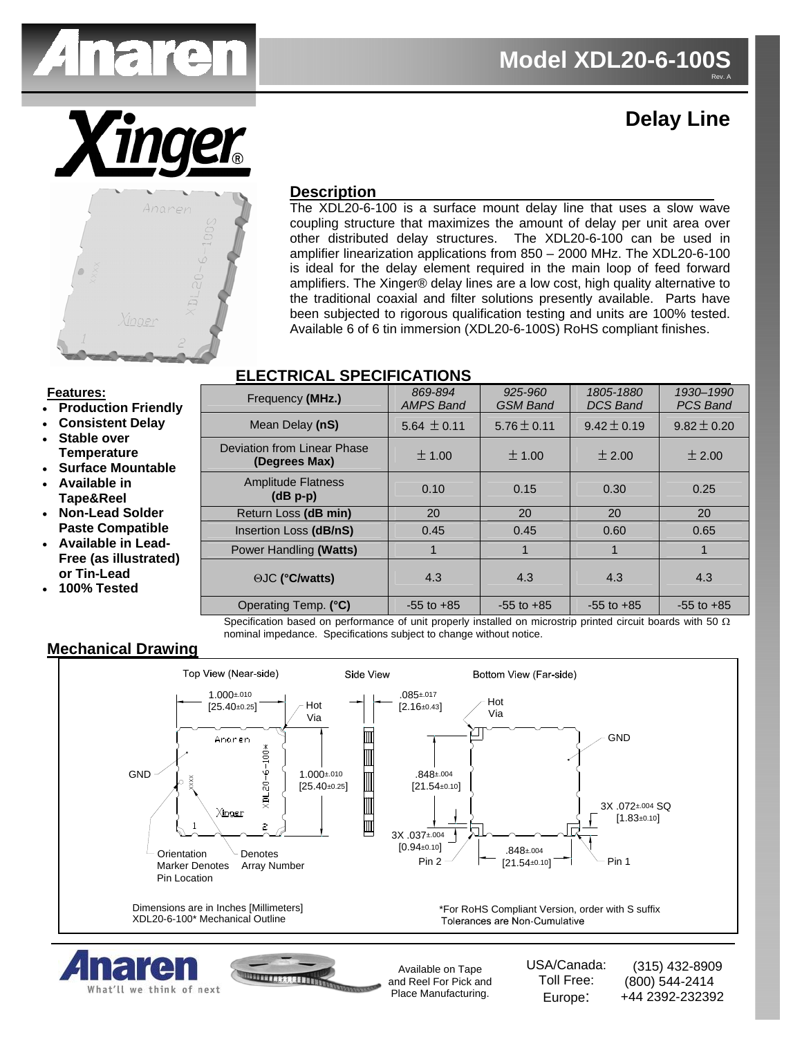# Model XDL20-6-100S

Rev. A

## Delay Line

### Description

The XDL20-6-100 is a surface mount delay line that uses a slow wave coupling structure that maximizes the amount of delay per unit area over other distributed delay structures. The XDL20-6-100 can be used in amplifier linearization applications from 850 – 2000 MHz. The XDL20-6-100 is ideal for the delay element required in the main loop of feed forward amplifiers. The Xinger® delay lines are a low cost, high quality alternative to the traditional coaxial and filter solutions presently available. Parts have been subjected to rigorous qualification testing and units are 100% tested. Available 6 of 6 tin immersion (XDL20-6-100S) RoHS compliant finishes.

### Features:

- **Production Friendly**
- **Consistent Delay**
- **Stable over Temperature**
- **Surface Mountable**
- **Available in Tape&Reel**
- **Non-Lead Solder Paste Compatible**
- **Available in Lead-Free (as illustrated) or Tin-Lead**
- **100% Tested**

### ELECTRICAL SPECIFICATIONS

| Frequency **(MHz.)** | *869-894 AMPS Band* | *925-960 GSM Band* | *1805-1880 DCS Band* | *1930–1990 PCS Band* |
|---|---|---|---|---|
| Mean Delay **(nS)** | 5.64 ± 0.11 | 5.76 ± 0.11 | 9.42 ± 0.19 | 9.82 ± 0.20 |
| Deviation from Linear Phase **(Degrees Max)** | ± 1.00 | ± 1.00 | ± 2.00 | ± 2.00 |
| Amplitude Flatness **(dB p-p)** | 0.10 | 0.15 | 0.30 | 0.25 |
| Return Loss **(dB min)** | 20 | 20 | 20 | 20 |
| Insertion Loss **(dB/nS)** | 0.45 | 0.45 | 0.60 | 0.65 |
| Power Handling **(Watts)** | 1 | 1 | 1 | 1 |
| ΘJC **(°C/watts)** | 4.3 | 4.3 | 4.3 | 4.3 |
| Operating Temp. **(°C)** | -55 to +85 | -55 to +85 | -55 to +85 | -55 to +85 |

Specification based on performance of unit properly installed on microstrip printed circuit boards with 50 Ω nominal impedance. Specifications subject to change without notice.

### Mechanical Drawing

Top View (Near-side) — Side View — Bottom View (Far-side)

1.000±.010 [25.40±0.25]; Hot Via; GND; 1.000±.010 [25.40±0.25]; .085±.017 [2.16±0.43]; .848±.004 [21.54±0.10]; 3X .072±.004 SQ [1.83±0.10]; 3X .037±.004 [0.94±0.10]; .848±.004 [21.54±0.10]; Pin 2; Pin 1; Orientation Marker Denotes Pin Location; Denotes Array Number

Dimensions are in Inches [Millimeters]
XDL20-6-100* Mechanical Outline

*For RoHS Compliant Version, order with S suffix
Tolerances are Non-Cumulative

Available on Tape and Reel For Pick and Place Manufacturing.

USA/Canada: (315) 432-8909
Toll Free: (800) 544-2414
Europe: +44 2392-232392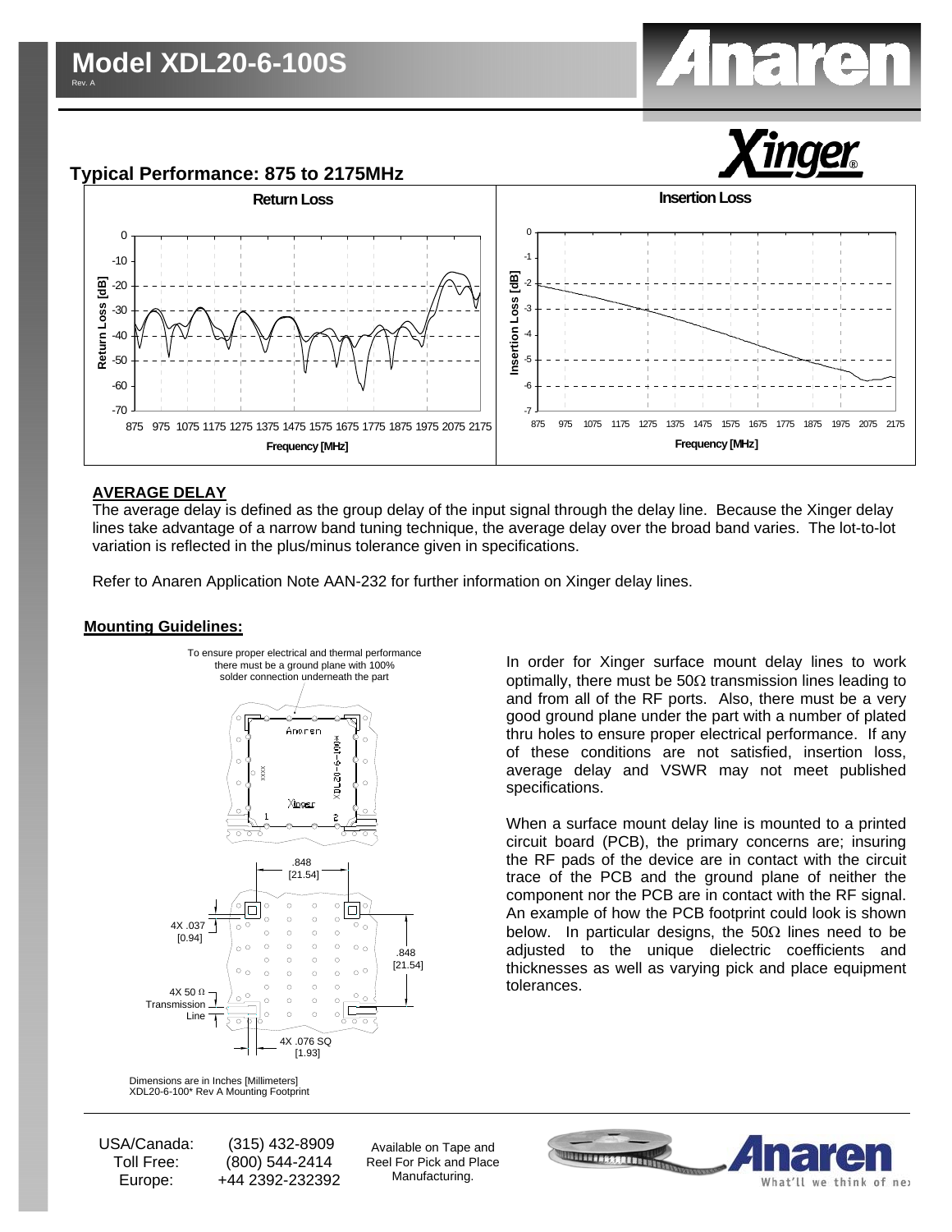# Model XDL20-6-100S

Rev. A

## Typical Performance: 875 to 2175MHz

**Return Loss**

Return Loss [dB] vs. Frequency [MHz]

**Insertion Loss**

Insertion Loss [dB] vs. Frequency [MHz]

### AVERAGE DELAY

The average delay is defined as the group delay of the input signal through the delay line. Because the Xinger delay lines take advantage of a narrow band tuning technique, the average delay over the broad band varies. The lot-to-lot variation is reflected in the plus/minus tolerance given in specifications.

Refer to Anaren Application Note AAN-232 for further information on Xinger delay lines.

### Mounting Guidelines:

To ensure proper electrical and thermal performance there must be a ground plane with 100% solder connection underneath the part

.848 [21.54]

4X .037 [0.94]

.848 [21.54]

4X 50 Ω Transmission Line

4X .076 SQ [1.93]

Dimensions are in Inches [Millimeters]
XDL20-6-100* Rev A Mounting Footprint

In order for Xinger surface mount delay lines to work optimally, there must be 50Ω transmission lines leading to and from all of the RF ports. Also, there must be a very good ground plane under the part with a number of plated thru holes to ensure proper electrical performance. If any of these conditions are not satisfied, insertion loss, average delay and VSWR may not meet published specifications.

When a surface mount delay line is mounted to a printed circuit board (PCB), the primary concerns are; insuring the RF pads of the device are in contact with the circuit trace of the PCB and the ground plane of neither the component nor the PCB are in contact with the RF signal. An example of how the PCB footprint could look is shown below. In particular designs, the 50Ω lines need to be adjusted to the unique dielectric coefficients and thicknesses as well as varying pick and place equipment tolerances.

| | |
|---|---|
| USA/Canada: | (315) 432-8909 |
| Toll Free: | (800) 544-2414 |
| Europe: | +44 2392-232392 |

Available on Tape and Reel For Pick and Place Manufacturing.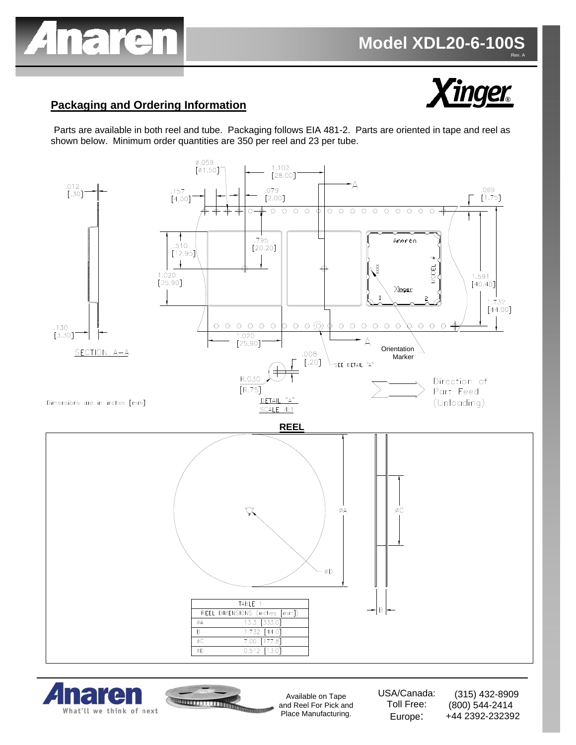## Packaging and Ordering Information

Parts are available in both reel and tube. Packaging follows EIA 481-2. Parts are oriented in tape and reel as shown below. Minimum order quantities are 350 per reel and 23 per tube.

ø.059 [ø1.50]
1.102 [28.00]
.012 [.30]
.157 [4.00]
.079 [2.00]
.069 [1.75]
.795 [20.20]
.510 [12.95]
1.020 [25.90]
1.591 [40.40]
1.732 [44.00]
.130 [3.30]
1.020 [25.90]
SECTION A–A
.008 [.20]
SEE DETAIL "A"
Orientation Marker
R.030 [R.75]
DETAIL "A" SCALE 4:1
Direction of Part Feed (Unloading)

Dimensions are in inches [mm]

**REEL**

øA
øC
øD
B

| TABLE 1 | |
|---|---|
| REEL DIMENSIONS (inches [mm]) | |
| øA | 13.3 [333.0] |
| B | 1.732 [44.0] |
| øC | 7.00 [177.8] |
| øD | 0.512 [13.0] |

Available on Tape and Reel For Pick and Place Manufacturing.

USA/Canada: (315) 432-8909
Toll Free: (800) 544-2414
Europe: +44 2392-232392